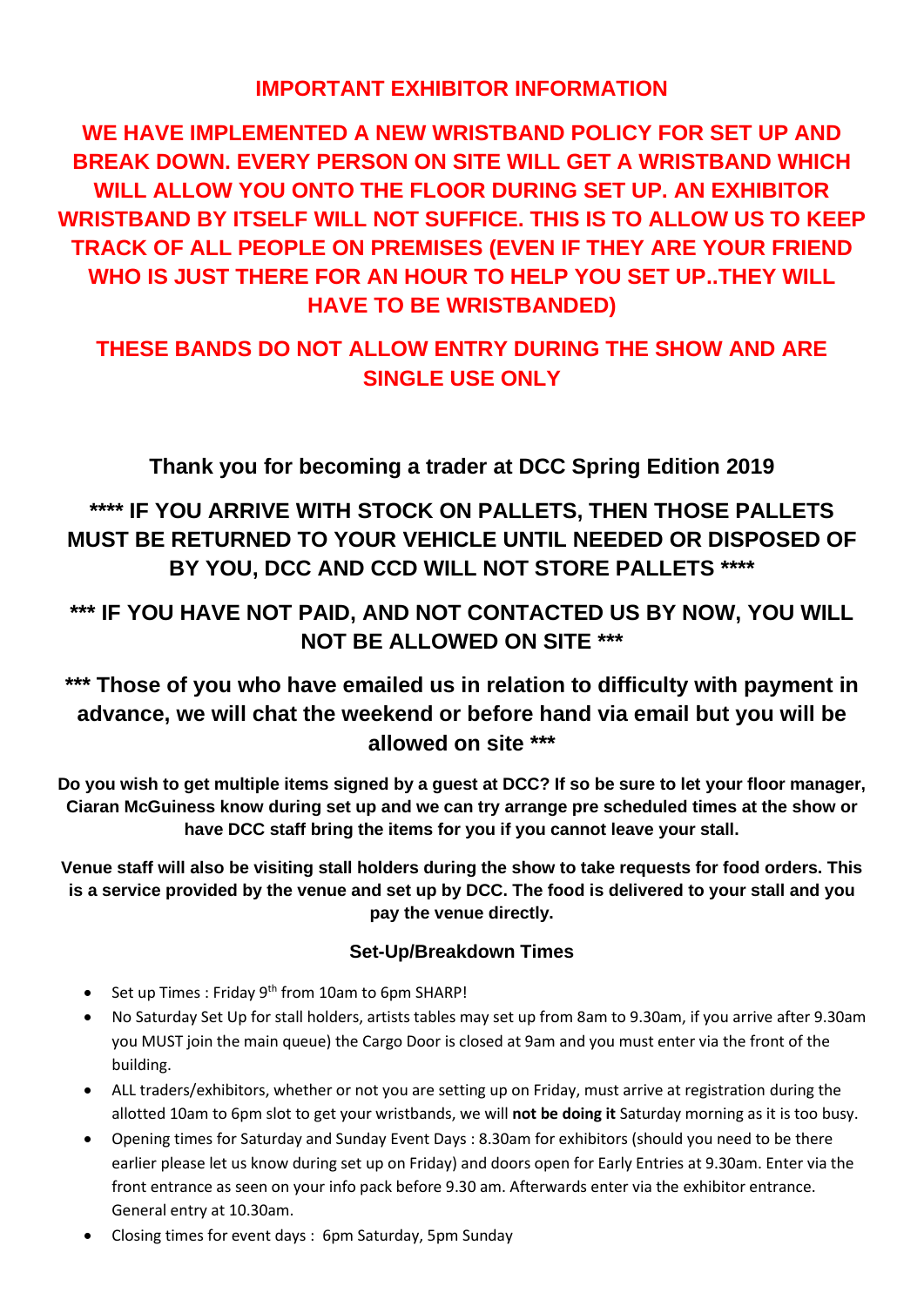# IMPORTANT EXHIBITOR INFORMATION

**WE HAVE IMPLEMENTED A NEW WRISTBAND POLICY FOR SET UP AND BREAK DOWN. EVERY PERSON ON SITE WILL GET A WRISTBAND WHICH WILL ALLOW YOU ONTO THE FLOOR DURING SET UP. AN EXHIBITOR WRISTBAND BY ITSELF WILL NOT SUFFICE. THIS IS TO ALLOW US TO KEEP TRACK OF ALL PEOPLE ON PREMISES (EVEN IF THEY ARE YOUR FRIEND WHO IS JUST THERE FOR AN HOUR TO HELP YOU SET UP..THEY WILL HAVE TO BE WRISTBANDED)**

**THESE BANDS DO NOT ALLOW ENTRY DURING THE SHOW AND ARE SINGLE USE ONLY**

## Thank you for becoming a trader at DCC Spring Edition 2019

**\*\*\*\* IF YOU ARRIVE WITH STOCK ON PALLETS, THEN THOSE PALLETS MUST BE RETURNED TO YOUR VEHICLE UNTIL NEEDED OR DISPOSED OF BY YOU, DCC AND CCD WILL NOT STORE PALLETS \*\*\*\***

**\*\*\* IF YOU HAVE NOT PAID, AND NOT CONTACTED US BY NOW, YOU WILL NOT BE ALLOWED ON SITE \*\*\***

**\*\*\* Those of you who have emailed us in relation to difficulty with payment in advance, we will chat the weekend or before hand via email but you will be allowed on site \*\*\***

**Do you wish to get multiple items signed by a guest at DCC? If so be sure to let your floor manager, Ciaran McGuiness know during set up and we can try arrange pre scheduled times at the show or have DCC staff bring the items for you if you cannot leave your stall.**

**Venue staff will also be visiting stall holders during the show to take requests for food orders. This is a service provided by the venue and set up by DCC. The food is delivered to your stall and you pay the venue directly.**

### Set-Up/Breakdown Times

- Set up Times : Friday 9th from 10am to 6pm SHARP!
- No Saturday Set Up for stall holders, artists tables may set up from 8am to 9.30am, if you arrive after 9.30am you MUST join the main queue) the Cargo Door is closed at 9am and you must enter via the front of the building.
- ALL traders/exhibitors, whether or not you are setting up on Friday, must arrive at registration during the allotted 10am to 6pm slot to get your wristbands, we will **not be doing it** Saturday morning as it is too busy.
- Opening times for Saturday and Sunday Event Days : 8.30am for exhibitors (should you need to be there earlier please let us know during set up on Friday) and doors open for Early Entries at 9.30am. Enter via the front entrance as seen on your info pack before 9.30 am. Afterwards enter via the exhibitor entrance. General entry at 10.30am.
- Closing times for event days : 6pm Saturday, 5pm Sunday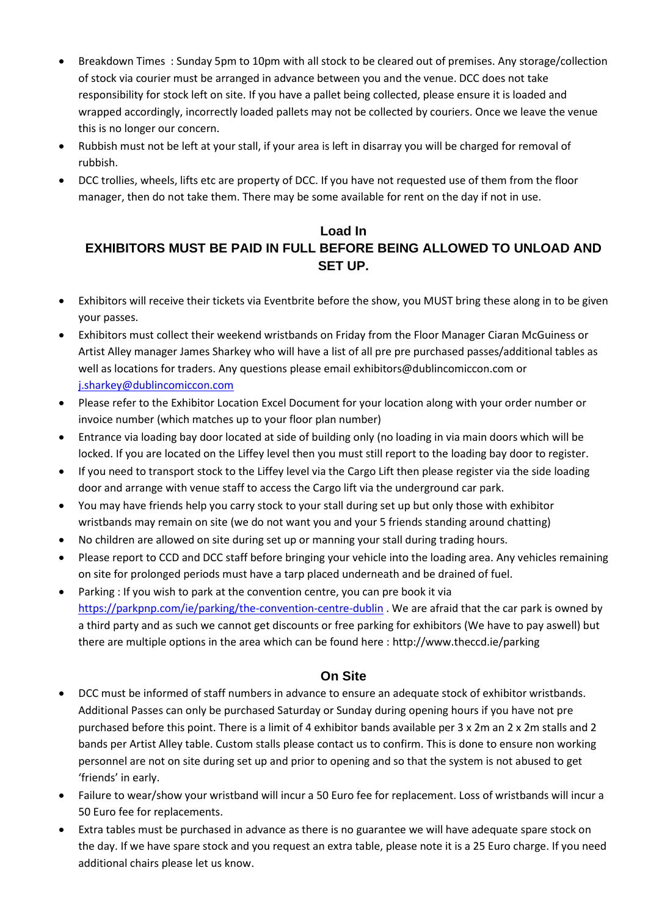- Breakdown Times : Sunday 5pm to 10pm with all stock to be cleared out of premises. Any storage/collection of stock via courier must be arranged in advance between you and the venue. DCC does not take responsibility for stock left on site. If you have a pallet being collected, please ensure it is loaded and wrapped accordingly, incorrectly loaded pallets may not be collected by couriers. Once we leave the venue this is no longer our concern.
- Rubbish must not be left at your stall, if your area is left in disarray you will be charged for removal of rubbish.
- DCC trollies, wheels, lifts etc are property of DCC. If you have not requested use of them from the floor manager, then do not take them. There may be some available for rent on the day if not in use.

## Load In

## EXHIBITORS MUST BE PAID IN FULL BEFORE BEING ALLOWED TO UNLOAD AND SET UP.

- Exhibitors will receive their tickets via Eventbrite before the show, you MUST bring these along in to be given your passes.
- Exhibitors must collect their weekend wristbands on Friday from the Floor Manager Ciaran McGuiness or Artist Alley manager James Sharkey who will have a list of all pre pre purchased passes/additional tables as well as locations for traders. Any questions please email exhibitors@dublincomiccon.com or [j.sharkey@dublincomiccon.com](mailto:j.sharkey@dublincomiccon.com)
- Please refer to the Exhibitor Location Excel Document for your location along with your order number or invoice number (which matches up to your floor plan number)
- Entrance via loading bay door located at side of building only (no loading in via main doors which will be locked. If you are located on the Liffey level then you must still report to the loading bay door to register.
- If you need to transport stock to the Liffey level via the Cargo Lift then please register via the side loading door and arrange with venue staff to access the Cargo lift via the underground car park.
- You may have friends help you carry stock to your stall during set up but only those with exhibitor wristbands may remain on site (we do not want you and your 5 friends standing around chatting)
- No children are allowed on site during set up or manning your stall during trading hours.
- Please report to CCD and DCC staff before bringing your vehicle into the loading area. Any vehicles remaining on site for prolonged periods must have a tarp placed underneath and be drained of fuel.
- Parking : If you wish to park at the convention centre, you can pre book it via [https://parkpnp.com/ie/parking/the-convention-centre-dublin](https://parkpnp.com/ie/parking/the-convention-centre-dublin) . We are afraid that the car park is owned by a third party and as such we cannot get discounts or free parking for exhibitors (We have to pay aswell) but there are multiple options in the area which can be found here : http://www.theccd.ie/parking

## On Site

- DCC must be informed of staff numbers in advance to ensure an adequate stock of exhibitor wristbands. Additional Passes can only be purchased Saturday or Sunday during opening hours if you have not pre purchased before this point. There is a limit of 4 exhibitor bands available per 3 x 2m an 2 x 2m stalls and 2 bands per Artist Alley table. Custom stalls please contact us to confirm. This is done to ensure non working personnel are not on site during set up and prior to opening and so that the system is not abused to get 'friends' in early.
- Failure to wear/show your wristband will incur a 50 Euro fee for replacement. Loss of wristbands will incur a 50 Euro fee for replacements.
- Extra tables must be purchased in advance as there is no guarantee we will have adequate spare stock on the day. If we have spare stock and you request an extra table, please note it is a 25 Euro charge. If you need additional chairs please let us know.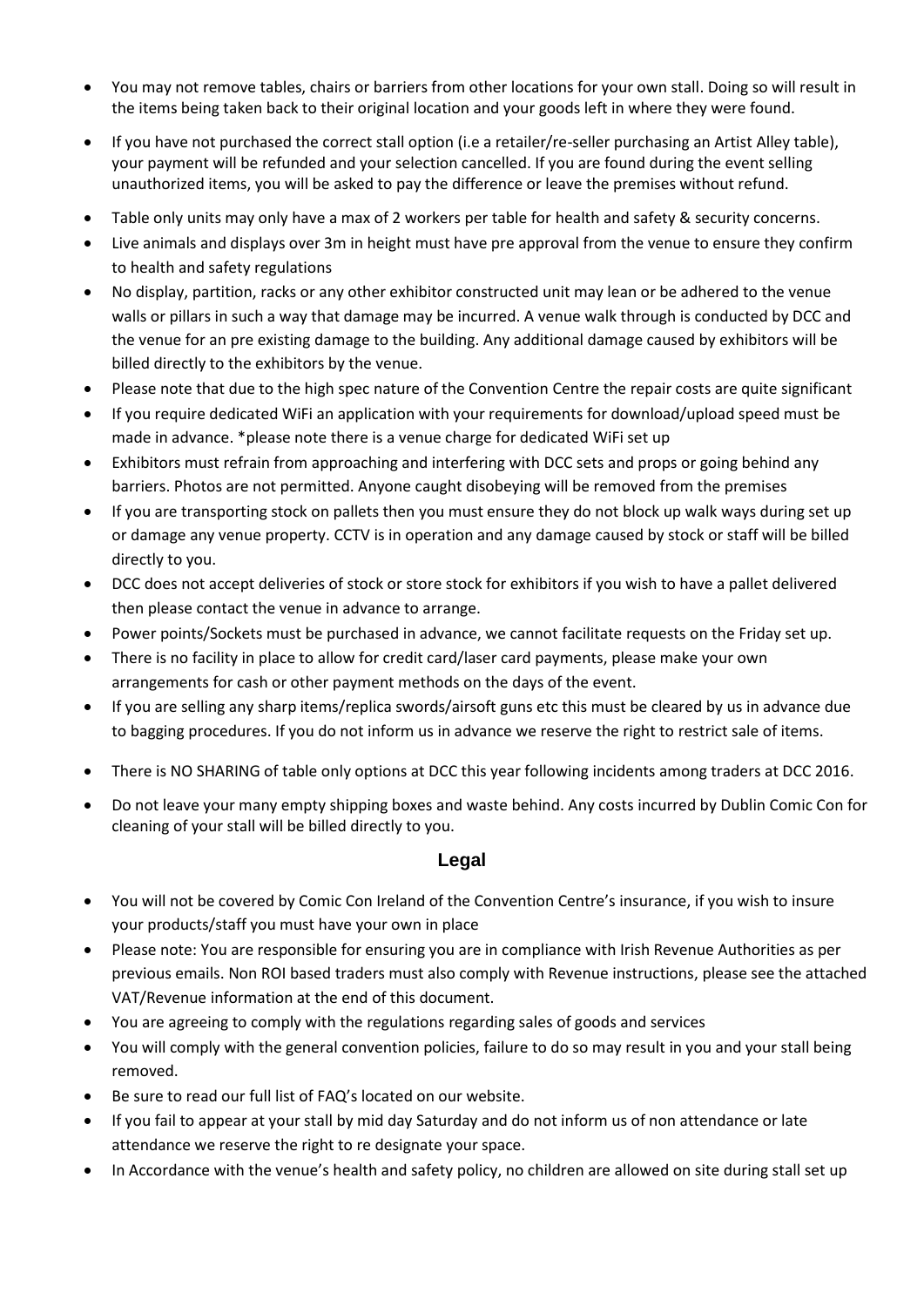- You may not remove tables, chairs or barriers from other locations for your own stall. Doing so will result in the items being taken back to their original location and your goods left in where they were found.
- If you have not purchased the correct stall option (i.e a retailer/re-seller purchasing an Artist Alley table), your payment will be refunded and your selection cancelled. If you are found during the event selling unauthorized items, you will be asked to pay the difference or leave the premises without refund.
- Table only units may only have a max of 2 workers per table for health and safety & security concerns.
- Live animals and displays over 3m in height must have pre approval from the venue to ensure they confirm to health and safety regulations
- No display, partition, racks or any other exhibitor constructed unit may lean or be adhered to the venue walls or pillars in such a way that damage may be incurred. A venue walk through is conducted by DCC and the venue for an pre existing damage to the building. Any additional damage caused by exhibitors will be billed directly to the exhibitors by the venue.
- Please note that due to the high spec nature of the Convention Centre the repair costs are quite significant
- If you require dedicated WiFi an application with your requirements for download/upload speed must be made in advance. *please note there is a venue charge for dedicated WiFi set up
- Exhibitors must refrain from approaching and interfering with DCC sets and props or going behind any barriers. Photos are not permitted. Anyone caught disobeying will be removed from the premises
- If you are transporting stock on pallets then you must ensure they do not block up walk ways during set up or damage any venue property. CCTV is in operation and any damage caused by stock or staff will be billed directly to you.
- DCC does not accept deliveries of stock or store stock for exhibitors if you wish to have a pallet delivered then please contact the venue in advance to arrange.
- Power points/Sockets must be purchased in advance, we cannot facilitate requests on the Friday set up.
- There is no facility in place to allow for credit card/laser card payments, please make your own arrangements for cash or other payment methods on the days of the event.
- If you are selling any sharp items/replica swords/airsoft guns etc this must be cleared by us in advance due to bagging procedures. If you do not inform us in advance we reserve the right to restrict sale of items.
- There is NO SHARING of table only options at DCC this year following incidents among traders at DCC 2016.
- Do not leave your many empty shipping boxes and waste behind. Any costs incurred by Dublin Comic Con for cleaning of your stall will be billed directly to you.

## Legal

- You will not be covered by Comic Con Ireland of the Convention Centre's insurance, if you wish to insure your products/staff you must have your own in place
- Please note: You are responsible for ensuring you are in compliance with Irish Revenue Authorities as per previous emails. Non ROI based traders must also comply with Revenue instructions, please see the attached VAT/Revenue information at the end of this document.
- You are agreeing to comply with the regulations regarding sales of goods and services
- You will comply with the general convention policies, failure to do so may result in you and your stall being removed.
- Be sure to read our full list of FAQ's located on our website.
- If you fail to appear at your stall by mid day Saturday and do not inform us of non attendance or late attendance we reserve the right to re designate your space.
- In Accordance with the venue's health and safety policy, no children are allowed on site during stall set up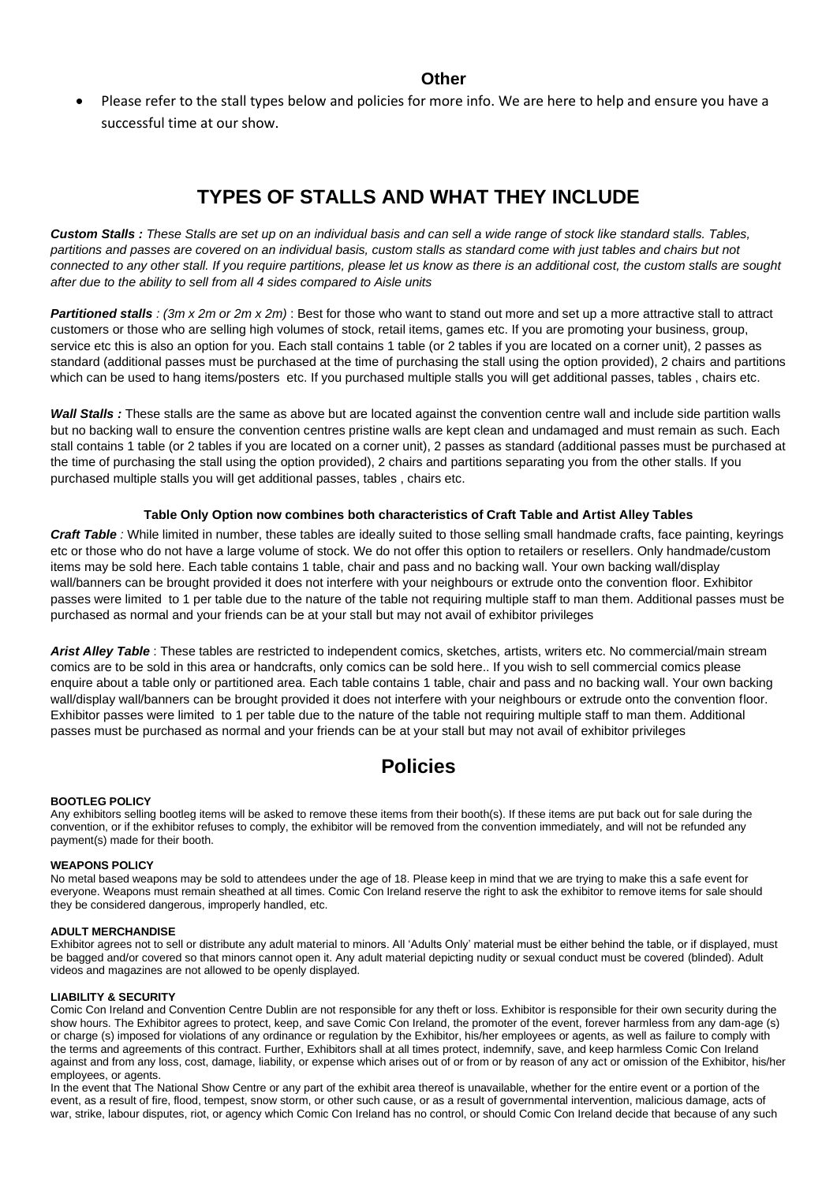### Other

- Please refer to the stall types below and policies for more info. We are here to help and ensure you have a successful time at our show.

## TYPES OF STALLS AND WHAT THEY INCLUDE

***Custom Stalls :*** *These Stalls are set up on an individual basis and can sell a wide range of stock like standard stalls. Tables, partitions and passes are covered on an individual basis, custom stalls as standard come with just tables and chairs but not connected to any other stall. If you require partitions, please let us know as there is an additional cost, the custom stalls are sought after due to the ability to sell from all 4 sides compared to Aisle units*

***Partitioned stalls*** *: (3m x 2m or 2m x 2m)* : Best for those who want to stand out more and set up a more attractive stall to attract customers or those who are selling high volumes of stock, retail items, games etc. If you are promoting your business, group, service etc this is also an option for you. Each stall contains 1 table (or 2 tables if you are located on a corner unit), 2 passes as standard (additional passes must be purchased at the time of purchasing the stall using the option provided), 2 chairs and partitions which can be used to hang items/posters etc. If you purchased multiple stalls you will get additional passes, tables , chairs etc.

***Wall Stalls :*** These stalls are the same as above but are located against the convention centre wall and include side partition walls but no backing wall to ensure the convention centres pristine walls are kept clean and undamaged and must remain as such. Each stall contains 1 table (or 2 tables if you are located on a corner unit), 2 passes as standard (additional passes must be purchased at the time of purchasing the stall using the option provided), 2 chairs and partitions separating you from the other stalls. If you purchased multiple stalls you will get additional passes, tables , chairs etc.

**Table Only Option now combines both characteristics of Craft Table and Artist Alley Tables**

***Craft Table*** *:* While limited in number, these tables are ideally suited to those selling small handmade crafts, face painting, keyrings etc or those who do not have a large volume of stock. We do not offer this option to retailers or resellers. Only handmade/custom items may be sold here. Each table contains 1 table, chair and pass and no backing wall. Your own backing wall/display wall/banners can be brought provided it does not interfere with your neighbours or extrude onto the convention floor. Exhibitor passes were limited to 1 per table due to the nature of the table not requiring multiple staff to man them. Additional passes must be purchased as normal and your friends can be at your stall but may not avail of exhibitor privileges

***Arist Alley Table*** : These tables are restricted to independent comics, sketches, artists, writers etc. No commercial/main stream comics are to be sold in this area or handcrafts, only comics can be sold here.. If you wish to sell commercial comics please enquire about a table only or partitioned area. Each table contains 1 table, chair and pass and no backing wall. Your own backing wall/display wall/banners can be brought provided it does not interfere with your neighbours or extrude onto the convention floor. Exhibitor passes were limited to 1 per table due to the nature of the table not requiring multiple staff to man them. Additional passes must be purchased as normal and your friends can be at your stall but may not avail of exhibitor privileges

## Policies

**BOOTLEG POLICY**

Any exhibitors selling bootleg items will be asked to remove these items from their booth(s). If these items are put back out for sale during the convention, or if the exhibitor refuses to comply, the exhibitor will be removed from the convention immediately, and will not be refunded any payment(s) made for their booth.

**WEAPONS POLICY**

No metal based weapons may be sold to attendees under the age of 18. Please keep in mind that we are trying to make this a safe event for everyone. Weapons must remain sheathed at all times. Comic Con Ireland reserve the right to ask the exhibitor to remove items for sale should they be considered dangerous, improperly handled, etc.

**ADULT MERCHANDISE**

Exhibitor agrees not to sell or distribute any adult material to minors. All 'Adults Only' material must be either behind the table, or if displayed, must be bagged and/or covered so that minors cannot open it. Any adult material depicting nudity or sexual conduct must be covered (blinded). Adult videos and magazines are not allowed to be openly displayed.

**LIABILITY & SECURITY**

Comic Con Ireland and Convention Centre Dublin are not responsible for any theft or loss. Exhibitor is responsible for their own security during the show hours. The Exhibitor agrees to protect, keep, and save Comic Con Ireland, the promoter of the event, forever harmless from any dam-age (s) or charge (s) imposed for violations of any ordinance or regulation by the Exhibitor, his/her employees or agents, as well as failure to comply with the terms and agreements of this contract. Further, Exhibitors shall at all times protect, indemnify, save, and keep harmless Comic Con Ireland against and from any loss, cost, damage, liability, or expense which arises out of or from or by reason of any act or omission of the Exhibitor, his/her employees, or agents.

In the event that The National Show Centre or any part of the exhibit area thereof is unavailable, whether for the entire event or a portion of the event, as a result of fire, flood, tempest, snow storm, or other such cause, or as a result of governmental intervention, malicious damage, acts of war, strike, labour disputes, riot, or agency which Comic Con Ireland has no control, or should Comic Con Ireland decide that because of any such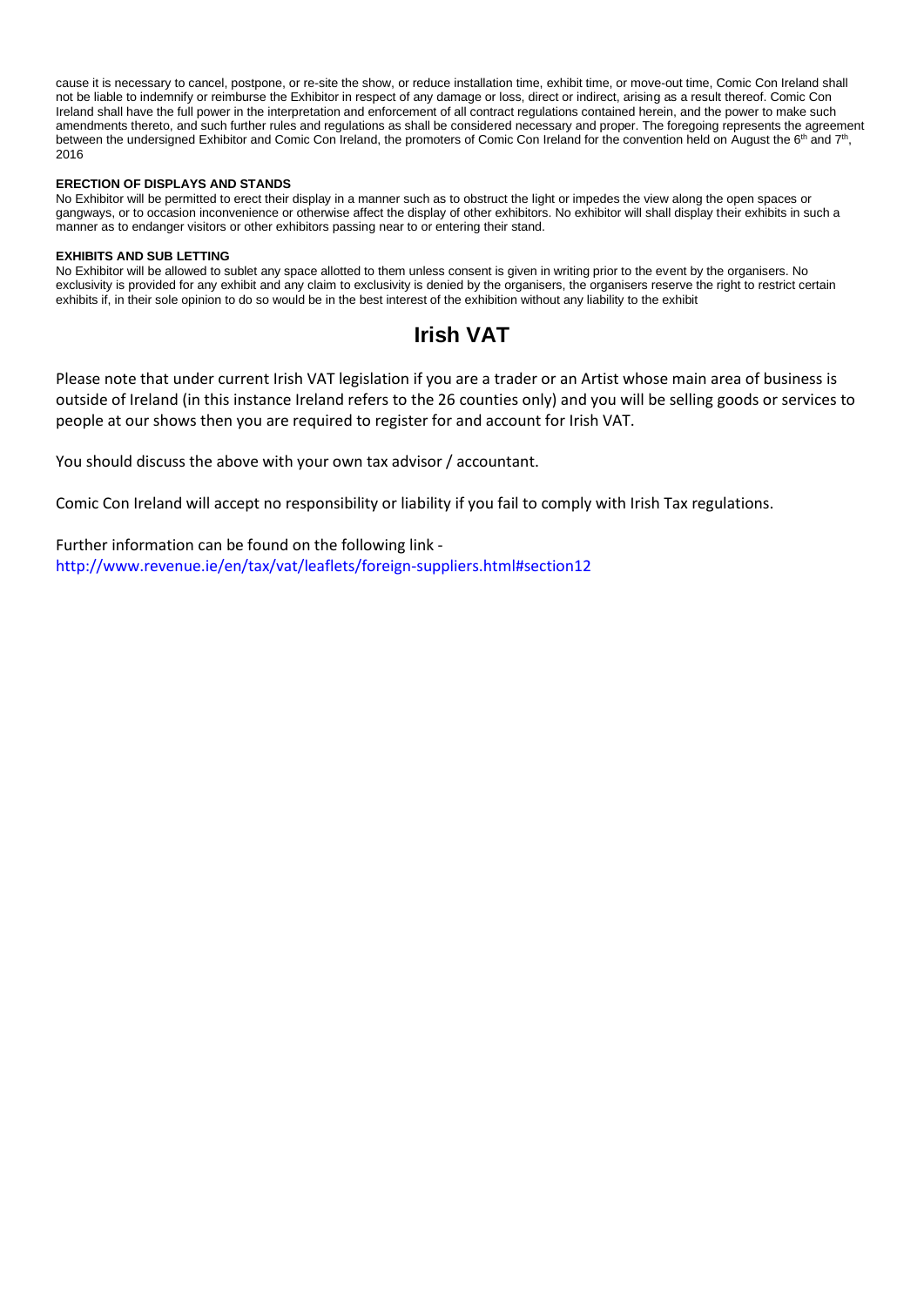cause it is necessary to cancel, postpone, or re-site the show, or reduce installation time, exhibit time, or move-out time, Comic Con Ireland shall not be liable to indemnify or reimburse the Exhibitor in respect of any damage or loss, direct or indirect, arising as a result thereof. Comic Con Ireland shall have the full power in the interpretation and enforcement of all contract regulations contained herein, and the power to make such amendments thereto, and such further rules and regulations as shall be considered necessary and proper. The foregoing represents the agreement between the undersigned Exhibitor and Comic Con Ireland, the promoters of Comic Con Ireland for the convention held on August the 6th and 7th, 2016

#### ERECTION OF DISPLAYS AND STANDS

No Exhibitor will be permitted to erect their display in a manner such as to obstruct the light or impedes the view along the open spaces or gangways, or to occasion inconvenience or otherwise affect the display of other exhibitors. No exhibitor will shall display their exhibits in such a manner as to endanger visitors or other exhibitors passing near to or entering their stand.

#### EXHIBITS AND SUB LETTING

No Exhibitor will be allowed to sublet any space allotted to them unless consent is given in writing prior to the event by the organisers. No exclusivity is provided for any exhibit and any claim to exclusivity is denied by the organisers, the organisers reserve the right to restrict certain exhibits if, in their sole opinion to do so would be in the best interest of the exhibition without any liability to the exhibit

## Irish VAT

Please note that under current Irish VAT legislation if you are a trader or an Artist whose main area of business is outside of Ireland (in this instance Ireland refers to the 26 counties only) and you will be selling goods or services to people at our shows then you are required to register for and account for Irish VAT.

You should discuss the above with your own tax advisor / accountant.

Comic Con Ireland will accept no responsibility or liability if you fail to comply with Irish Tax regulations.

Further information can be found on the following link -
http://www.revenue.ie/en/tax/vat/leaflets/foreign-suppliers.html#section12